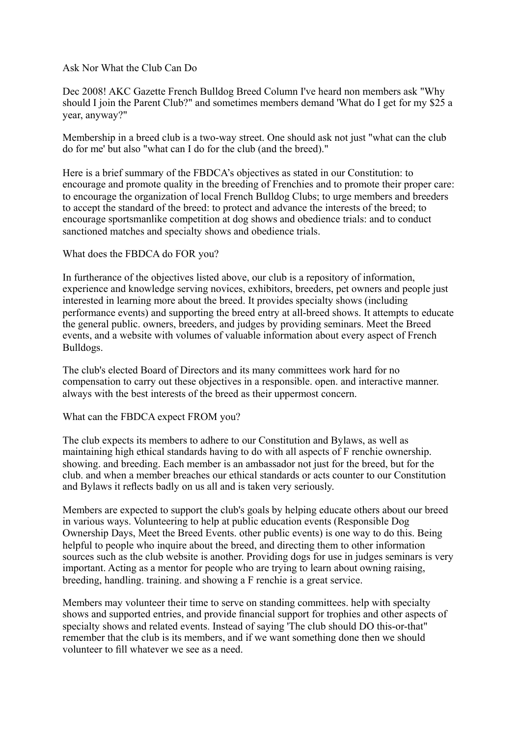# Ask Nor What the Club Can Do

Dec 2008! AKC Gazette French Bulldog Breed Column I've heard non members ask "Why should I join the Parent Club?" and sometimes members demand 'What do I get for my $25 a year, anyway?"

Membership in a breed club is a two-way street. One should ask not just "what can the club do for me' but also "what can I do for the club (and the breed)."

Here is a brief summary of the FBDCA's objectives as stated in our Constitution: to encourage and promote quality in the breeding of Frenchies and to promote their proper care: to encourage the organization of local French Bulldog Clubs; to urge members and breeders to accept the standard of the breed: to protect and advance the interests of the breed; to encourage sportsmanlike competition at dog shows and obedience trials: and to conduct sanctioned matches and specialty shows and obedience trials.

## What does the FBDCA do FOR you?

In furtherance of the objectives listed above, our club is a repository of information, experience and knowledge serving novices, exhibitors, breeders, pet owners and people just interested in learning more about the breed. It provides specialty shows (including performance events) and supporting the breed entry at all-breed shows. It attempts to educate the general public. owners, breeders, and judges by providing seminars. Meet the Breed events, and a website with volumes of valuable information about every aspect of French Bulldogs.

The club's elected Board of Directors and its many committees work hard for no compensation to carry out these objectives in a responsible. open. and interactive manner. always with the best interests of the breed as their uppermost concern.

## What can the FBDCA expect FROM you?

The club expects its members to adhere to our Constitution and Bylaws, as well as maintaining high ethical standards having to do with all aspects of F renchie ownership. showing. and breeding. Each member is an ambassador not just for the breed, but for the club. and when a member breaches our ethical standards or acts counter to our Constitution and Bylaws it reflects badly on us all and is taken very seriously.

Members are expected to support the club's goals by helping educate others about our breed in various ways. Volunteering to help at public education events (Responsible Dog Ownership Days, Meet the Breed Events. other public events) is one way to do this. Being helpful to people who inquire about the breed, and directing them to other information sources such as the club website is another. Providing dogs for use in judges seminars is very important. Acting as a mentor for people who are trying to learn about owning raising, breeding, handling. training. and showing a F renchie is a great service.

Members may volunteer their time to serve on standing committees. help with specialty shows and supported entries, and provide financial support for trophies and other aspects of specialty shows and related events. Instead of saying 'The club should DO this-or-that" remember that the club is its members, and if we want something done then we should volunteer to fill whatever we see as a need.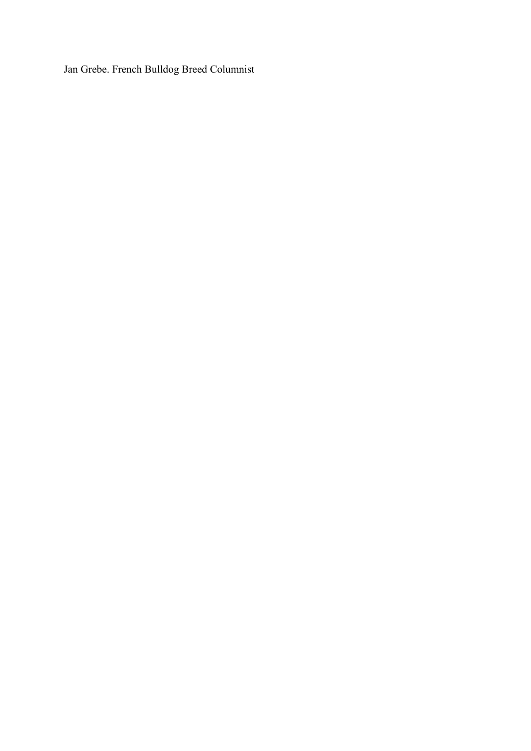Jan Grebe. French Bulldog Breed Columnist